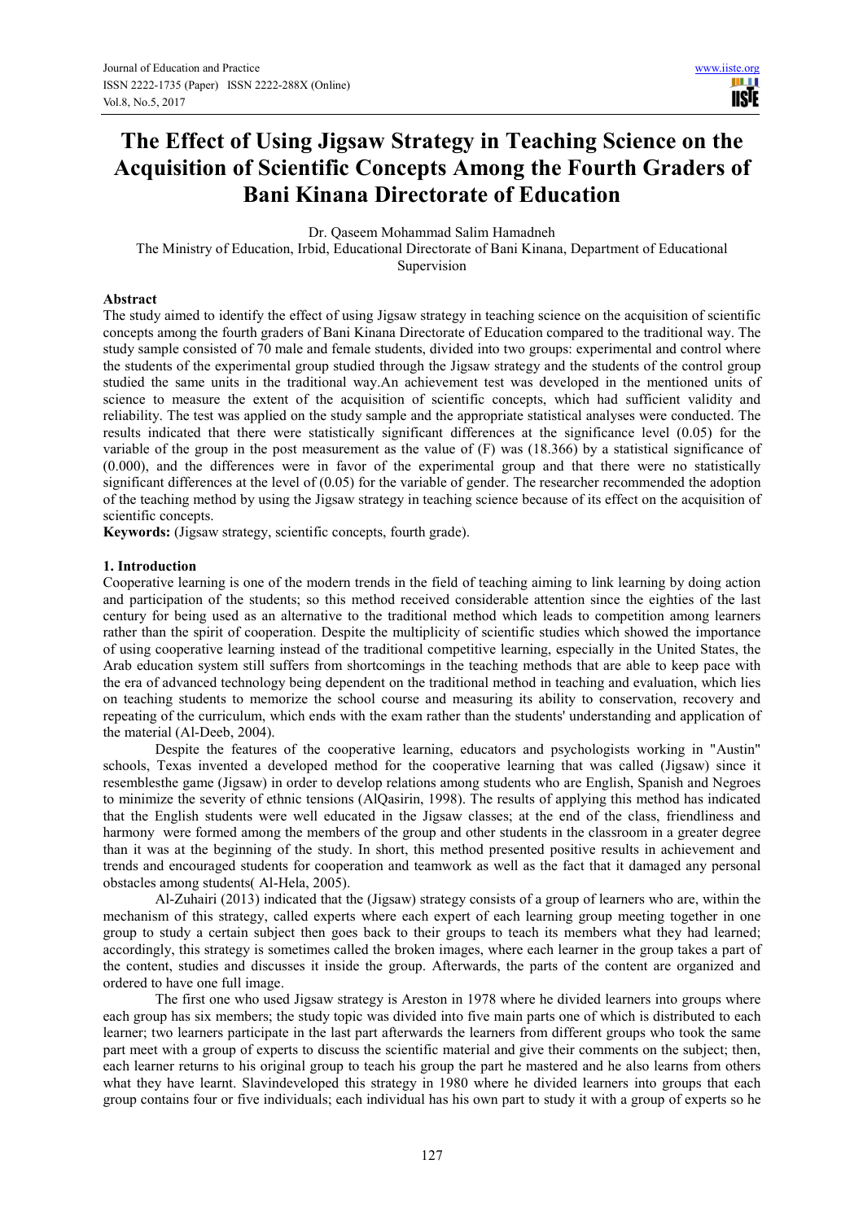# The Effect of Using Jigsaw Strategy in Teaching Science on the Acquisition of Scientific Concepts Among the Fourth Graders of Bani Kinana Directorate of Education

Dr. Qaseem Mohammad Salim Hamadneh

The Ministry of Education, Irbid, Educational Directorate of Bani Kinana, Department of Educational Supervision

## Abstract

The study aimed to identify the effect of using Jigsaw strategy in teaching science on the acquisition of scientific concepts among the fourth graders of Bani Kinana Directorate of Education compared to the traditional way. The study sample consisted of 70 male and female students, divided into two groups: experimental and control where the students of the experimental group studied through the Jigsaw strategy and the students of the control group studied the same units in the traditional way.An achievement test was developed in the mentioned units of science to measure the extent of the acquisition of scientific concepts, which had sufficient validity and reliability. The test was applied on the study sample and the appropriate statistical analyses were conducted. The results indicated that there were statistically significant differences at the significance level (0.05) for the variable of the group in the post measurement as the value of (F) was (18.366) by a statistical significance of (0.000), and the differences were in favor of the experimental group and that there were no statistically significant differences at the level of (0.05) for the variable of gender. The researcher recommended the adoption of the teaching method by using the Jigsaw strategy in teaching science because of its effect on the acquisition of scientific concepts.

**Keywords:** (Jigsaw strategy, scientific concepts, fourth grade).

## 1. Introduction

Cooperative learning is one of the modern trends in the field of teaching aiming to link learning by doing action and participation of the students; so this method received considerable attention since the eighties of the last century for being used as an alternative to the traditional method which leads to competition among learners rather than the spirit of cooperation. Despite the multiplicity of scientific studies which showed the importance of using cooperative learning instead of the traditional competitive learning, especially in the United States, the Arab education system still suffers from shortcomings in the teaching methods that are able to keep pace with the era of advanced technology being dependent on the traditional method in teaching and evaluation, which lies on teaching students to memorize the school course and measuring its ability to conservation, recovery and repeating of the curriculum, which ends with the exam rather than the students' understanding and application of the material (Al-Deeb, 2004).

Despite the features of the cooperative learning, educators and psychologists working in "Austin" schools, Texas invented a developed method for the cooperative learning that was called (Jigsaw) since it resemblesthe game (Jigsaw) in order to develop relations among students who are English, Spanish and Negroes to minimize the severity of ethnic tensions (AlQasirin, 1998). The results of applying this method has indicated that the English students were well educated in the Jigsaw classes; at the end of the class, friendliness and harmony were formed among the members of the group and other students in the classroom in a greater degree than it was at the beginning of the study. In short, this method presented positive results in achievement and trends and encouraged students for cooperation and teamwork as well as the fact that it damaged any personal obstacles among students( Al-Hela, 2005).

Al-Zuhairi (2013) indicated that the (Jigsaw) strategy consists of a group of learners who are, within the mechanism of this strategy, called experts where each expert of each learning group meeting together in one group to study a certain subject then goes back to their groups to teach its members what they had learned; accordingly, this strategy is sometimes called the broken images, where each learner in the group takes a part of the content, studies and discusses it inside the group. Afterwards, the parts of the content are organized and ordered to have one full image.

The first one who used Jigsaw strategy is Areston in 1978 where he divided learners into groups where each group has six members; the study topic was divided into five main parts one of which is distributed to each learner; two learners participate in the last part afterwards the learners from different groups who took the same part meet with a group of experts to discuss the scientific material and give their comments on the subject; then, each learner returns to his original group to teach his group the part he mastered and he also learns from others what they have learnt. Slavindeveloped this strategy in 1980 where he divided learners into groups that each group contains four or five individuals; each individual has his own part to study it with a group of experts so he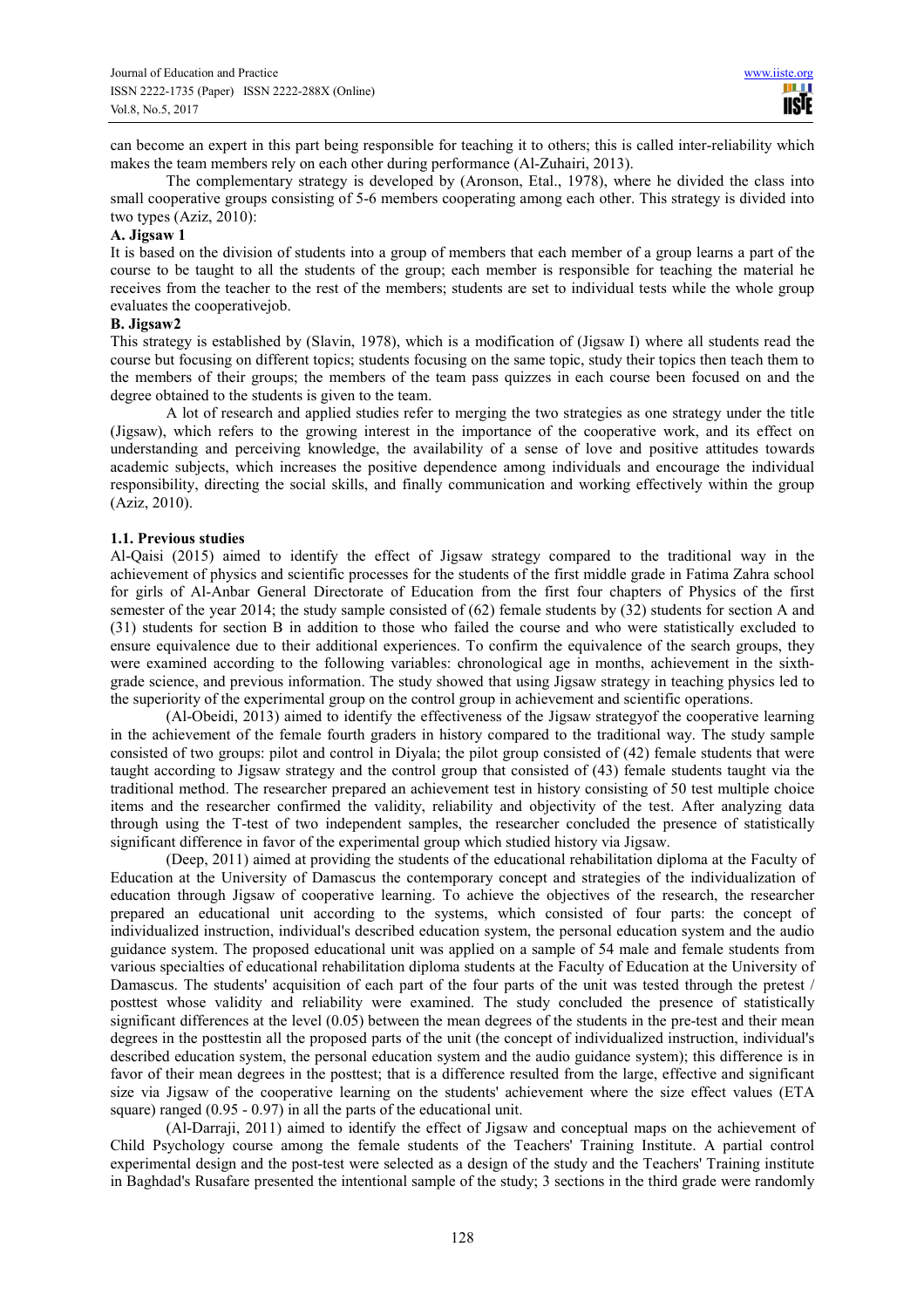can become an expert in this part being responsible for teaching it to others; this is called inter-reliability which makes the team members rely on each other during performance (Al-Zuhairi, 2013).

The complementary strategy is developed by (Aronson, Etal., 1978), where he divided the class into small cooperative groups consisting of 5-6 members cooperating among each other. This strategy is divided into two types (Aziz, 2010):

**A. Jigsaw 1**

It is based on the division of students into a group of members that each member of a group learns a part of the course to be taught to all the students of the group; each member is responsible for teaching the material he receives from the teacher to the rest of the members; students are set to individual tests while the whole group evaluates the cooperativejob.

**B. Jigsaw2**

This strategy is established by (Slavin, 1978), which is a modification of (Jigsaw I) where all students read the course but focusing on different topics; students focusing on the same topic, study their topics then teach them to the members of their groups; the members of the team pass quizzes in each course been focused on and the degree obtained to the students is given to the team.

A lot of research and applied studies refer to merging the two strategies as one strategy under the title (Jigsaw), which refers to the growing interest in the importance of the cooperative work, and its effect on understanding and perceiving knowledge, the availability of a sense of love and positive attitudes towards academic subjects, which increases the positive dependence among individuals and encourage the individual responsibility, directing the social skills, and finally communication and working effectively within the group (Aziz, 2010).

### 1.1. Previous studies

Al-Qaisi (2015) aimed to identify the effect of Jigsaw strategy compared to the traditional way in the achievement of physics and scientific processes for the students of the first middle grade in Fatima Zahra school for girls of Al-Anbar General Directorate of Education from the first four chapters of Physics of the first semester of the year 2014; the study sample consisted of (62) female students by (32) students for section A and (31) students for section B in addition to those who failed the course and who were statistically excluded to ensure equivalence due to their additional experiences. To confirm the equivalence of the search groups, they were examined according to the following variables: chronological age in months, achievement in the sixth-grade science, and previous information. The study showed that using Jigsaw strategy in teaching physics led to the superiority of the experimental group on the control group in achievement and scientific operations.

(Al-Obeidi, 2013) aimed to identify the effectiveness of the Jigsaw strategyof the cooperative learning in the achievement of the female fourth graders in history compared to the traditional way. The study sample consisted of two groups: pilot and control in Diyala; the pilot group consisted of (42) female students that were taught according to Jigsaw strategy and the control group that consisted of (43) female students taught via the traditional method. The researcher prepared an achievement test in history consisting of 50 test multiple choice items and the researcher confirmed the validity, reliability and objectivity of the test. After analyzing data through using the T-test of two independent samples, the researcher concluded the presence of statistically significant difference in favor of the experimental group which studied history via Jigsaw.

(Deep, 2011) aimed at providing the students of the educational rehabilitation diploma at the Faculty of Education at the University of Damascus the contemporary concept and strategies of the individualization of education through Jigsaw of cooperative learning. To achieve the objectives of the research, the researcher prepared an educational unit according to the systems, which consisted of four parts: the concept of individualized instruction, individual's described education system, the personal education system and the audio guidance system. The proposed educational unit was applied on a sample of 54 male and female students from various specialties of educational rehabilitation diploma students at the Faculty of Education at the University of Damascus. The students' acquisition of each part of the four parts of the unit was tested through the pretest / posttest whose validity and reliability were examined. The study concluded the presence of statistically significant differences at the level (0.05) between the mean degrees of the students in the pre-test and their mean degrees in the posttestin all the proposed parts of the unit (the concept of individualized instruction, individual's described education system, the personal education system and the audio guidance system); this difference is in favor of their mean degrees in the posttest; that is a difference resulted from the large, effective and significant size via Jigsaw of the cooperative learning on the students' achievement where the size effect values (ETA square) ranged (0.95 - 0.97) in all the parts of the educational unit.

(Al-Darraji, 2011) aimed to identify the effect of Jigsaw and conceptual maps on the achievement of Child Psychology course among the female students of the Teachers' Training Institute. A partial control experimental design and the post-test were selected as a design of the study and the Teachers' Training institute in Baghdad's Rusafare presented the intentional sample of the study; 3 sections in the third grade were randomly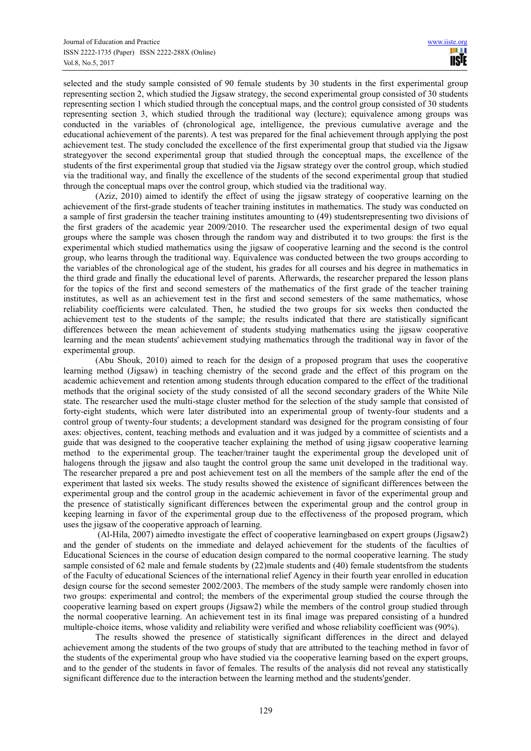selected and the study sample consisted of 90 female students by 30 students in the first experimental group representing section 2, which studied the Jigsaw strategy, the second experimental group consisted of 30 students representing section 1 which studied through the conceptual maps, and the control group consisted of 30 students representing section 3, which studied through the traditional way (lecture); equivalence among groups was conducted in the variables of (chronological age, intelligence, the previous cumulative average and the educational achievement of the parents). A test was prepared for the final achievement through applying the post achievement test. The study concluded the excellence of the first experimental group that studied via the Jigsaw strategyover the second experimental group that studied through the conceptual maps, the excellence of the students of the first experimental group that studied via the Jigsaw strategy over the control group, which studied via the traditional way, and finally the excellence of the students of the second experimental group that studied through the conceptual maps over the control group, which studied via the traditional way.

(Aziz, 2010) aimed to identify the effect of using the jigsaw strategy of cooperative learning on the achievement of the first-grade students of teacher training institutes in mathematics. The study was conducted on a sample of first gradersin the teacher training institutes amounting to (49) studentsrepresenting two divisions of the first graders of the academic year 2009/2010. The researcher used the experimental design of two equal groups where the sample was chosen through the random way and distributed it to two groups: the first is the experimental which studied mathematics using the jigsaw of cooperative learning and the second is the control group, who learns through the traditional way. Equivalence was conducted between the two groups according to the variables of the chronological age of the student, his grades for all courses and his degree in mathematics in the third grade and finally the educational level of parents. Afterwards, the researcher prepared the lesson plans for the topics of the first and second semesters of the mathematics of the first grade of the teacher training institutes, as well as an achievement test in the first and second semesters of the same mathematics, whose reliability coefficients were calculated. Then, he studied the two groups for six weeks then conducted the achievement test to the students of the sample; the results indicated that there are statistically significant differences between the mean achievement of students studying mathematics using the jigsaw cooperative learning and the mean students' achievement studying mathematics through the traditional way in favor of the experimental group.

(Abu Shouk, 2010) aimed to reach for the design of a proposed program that uses the cooperative learning method (Jigsaw) in teaching chemistry of the second grade and the effect of this program on the academic achievement and retention among students through education compared to the effect of the traditional methods that the original society of the study consisted of all the second secondary graders of the White Nile state. The researcher used the multi-stage cluster method for the selection of the study sample that consisted of forty-eight students, which were later distributed into an experimental group of twenty-four students and a control group of twenty-four students; a development standard was designed for the program consisting of four axes: objectives, content, teaching methods and evaluation and it was judged by a committee of scientists and a guide that was designed to the cooperative teacher explaining the method of using jigsaw cooperative learning method to the experimental group. The teacher/trainer taught the experimental group the developed unit of halogens through the jigsaw and also taught the control group the same unit developed in the traditional way. The researcher prepared a pre and post achievement test on all the members of the sample after the end of the experiment that lasted six weeks. The study results showed the existence of significant differences between the experimental group and the control group in the academic achievement in favor of the experimental group and the presence of statistically significant differences between the experimental group and the control group in keeping learning in favor of the experimental group due to the effectiveness of the proposed program, which uses the jigsaw of the cooperative approach of learning.

(Al-Hila, 2007) aimedto investigate the effect of cooperative learningbased on expert groups (Jigsaw2) and the gender of students on the immediate and delayed achievement for the students of the faculties of Educational Sciences in the course of education design compared to the normal cooperative learning. The study sample consisted of 62 male and female students by (22)male students and (40) female studentsfrom the students of the Faculty of educational Sciences of the international relief Agency in their fourth year enrolled in education design course for the second semester 2002/2003. The members of the study sample were randomly chosen into two groups: experimental and control; the members of the experimental group studied the course through the cooperative learning based on expert groups (Jigsaw2) while the members of the control group studied through the normal cooperative learning. An achievement test in its final image was prepared consisting of a hundred multiple-choice items, whose validity and reliability were verified and whose reliability coefficient was (90%).

The results showed the presence of statistically significant differences in the direct and delayed achievement among the students of the two groups of study that are attributed to the teaching method in favor of the students of the experimental group who have studied via the cooperative learning based on the expert groups, and to the gender of the students in favor of females. The results of the analysis did not reveal any statistically significant difference due to the interaction between the learning method and the students'gender.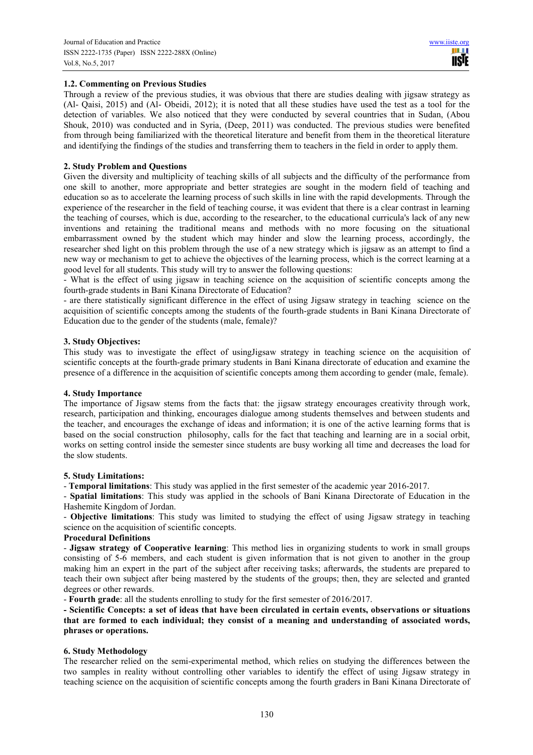### 1.2. Commenting on Previous Studies

Through a review of the previous studies, it was obvious that there are studies dealing with jigsaw strategy as (Al- Qaisi, 2015) and (Al- Obeidi, 2012); it is noted that all these studies have used the test as a tool for the detection of variables. We also noticed that they were conducted by several countries that in Sudan, (Abou Shouk, 2010) was conducted and in Syria, (Deep, 2011) was conducted. The previous studies were benefited from through being familiarized with the theoretical literature and benefit from them in the theoretical literature and identifying the findings of the studies and transferring them to teachers in the field in order to apply them.

## 2. Study Problem and Questions

Given the diversity and multiplicity of teaching skills of all subjects and the difficulty of the performance from one skill to another, more appropriate and better strategies are sought in the modern field of teaching and education so as to accelerate the learning process of such skills in line with the rapid developments. Through the experience of the researcher in the field of teaching course, it was evident that there is a clear contrast in learning the teaching of courses, which is due, according to the researcher, to the educational curricula's lack of any new inventions and retaining the traditional means and methods with no more focusing on the situational embarrassment owned by the student which may hinder and slow the learning process, accordingly, the researcher shed light on this problem through the use of a new strategy which is jigsaw as an attempt to find a new way or mechanism to get to achieve the objectives of the learning process, which is the correct learning at a good level for all students. This study will try to answer the following questions:

- What is the effect of using jigsaw in teaching science on the acquisition of scientific concepts among the fourth-grade students in Bani Kinana Directorate of Education?
- are there statistically significant difference in the effect of using Jigsaw strategy in teaching science on the acquisition of scientific concepts among the students of the fourth-grade students in Bani Kinana Directorate of Education due to the gender of the students (male, female)?

## 3. Study Objectives:

This study was to investigate the effect of usingJigsaw strategy in teaching science on the acquisition of scientific concepts at the fourth-grade primary students in Bani Kinana directorate of education and examine the presence of a difference in the acquisition of scientific concepts among them according to gender (male, female).

## 4. Study Importance

The importance of Jigsaw stems from the facts that: the jigsaw strategy encourages creativity through work, research, participation and thinking, encourages dialogue among students themselves and between students and the teacher, and encourages the exchange of ideas and information; it is one of the active learning forms that is based on the social construction philosophy, calls for the fact that teaching and learning are in a social orbit, works on setting control inside the semester since students are busy working all time and decreases the load for the slow students.

## 5. Study Limitations:

- **Temporal limitations**: This study was applied in the first semester of the academic year 2016-2017.
- **Spatial limitations**: This study was applied in the schools of Bani Kinana Directorate of Education in the Hashemite Kingdom of Jordan.
- **Objective limitations**: This study was limited to studying the effect of using Jigsaw strategy in teaching science on the acquisition of scientific concepts.

### Procedural Definitions

- **Jigsaw strategy of Cooperative learning**: This method lies in organizing students to work in small groups consisting of 5-6 members, and each student is given information that is not given to another in the group making him an expert in the part of the subject after receiving tasks; afterwards, the students are prepared to teach their own subject after being mastered by the students of the groups; then, they are selected and granted degrees or other rewards.
- **Fourth grade**: all the students enrolling to study for the first semester of 2016/2017.
- **Scientific Concepts: a set of ideas that have been circulated in certain events, observations or situations that are formed to each individual; they consist of a meaning and understanding of associated words, phrases or operations.**

## 6. Study Methodology

The researcher relied on the semi-experimental method, which relies on studying the differences between the two samples in reality without controlling other variables to identify the effect of using Jigsaw strategy in teaching science on the acquisition of scientific concepts among the fourth graders in Bani Kinana Directorate of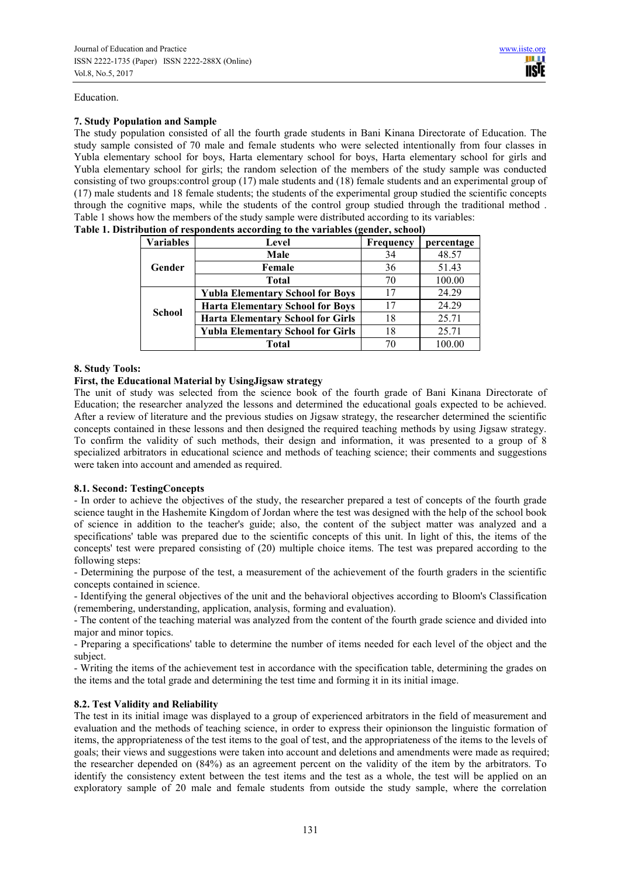Education.

### 7. Study Population and Sample

The study population consisted of all the fourth grade students in Bani Kinana Directorate of Education. The study sample consisted of 70 male and female students who were selected intentionally from four classes in Yubla elementary school for boys, Harta elementary school for boys, Harta elementary school for girls and Yubla elementary school for girls; the random selection of the members of the study sample was conducted consisting of two groups:control group (17) male students and (18) female students and an experimental group of (17) male students and 18 female students; the students of the experimental group studied the scientific concepts through the cognitive maps, while the students of the control group studied through the traditional method . Table 1 shows how the members of the study sample were distributed according to its variables:

**Table 1. Distribution of respondents according to the variables (gender, school)**

| Variables | Level | Frequency | percentage |
|---|---|---|---|
| Gender | Male | 34 | 48.57 |
| | Female | 36 | 51.43 |
| | Total | 70 | 100.00 |
| School | Yubla Elementary School for Boys | 17 | 24.29 |
| | Harta Elementary School for Boys | 17 | 24.29 |
| | Harta Elementary School for Girls | 18 | 25.71 |
| | Yubla Elementary School for Girls | 18 | 25.71 |
| | Total | 70 | 100.00 |

### 8. Study Tools:

#### First, the Educational Material by UsingJigsaw strategy

The unit of study was selected from the science book of the fourth grade of Bani Kinana Directorate of Education; the researcher analyzed the lessons and determined the educational goals expected to be achieved. After a review of literature and the previous studies on Jigsaw strategy, the researcher determined the scientific concepts contained in these lessons and then designed the required teaching methods by using Jigsaw strategy. To confirm the validity of such methods, their design and information, it was presented to a group of 8 specialized arbitrators in educational science and methods of teaching science; their comments and suggestions were taken into account and amended as required.

#### 8.1. Second: TestingConcepts

- In order to achieve the objectives of the study, the researcher prepared a test of concepts of the fourth grade science taught in the Hashemite Kingdom of Jordan where the test was designed with the help of the school book of science in addition to the teacher's guide; also, the content of the subject matter was analyzed and a specifications' table was prepared due to the scientific concepts of this unit. In light of this, the items of the concepts' test were prepared consisting of (20) multiple choice items. The test was prepared according to the following steps:
- Determining the purpose of the test, a measurement of the achievement of the fourth graders in the scientific concepts contained in science.
- Identifying the general objectives of the unit and the behavioral objectives according to Bloom's Classification (remembering, understanding, application, analysis, forming and evaluation).
- The content of the teaching material was analyzed from the content of the fourth grade science and divided into major and minor topics.
- Preparing a specifications' table to determine the number of items needed for each level of the object and the subject.
- Writing the items of the achievement test in accordance with the specification table, determining the grades on the items and the total grade and determining the test time and forming it in its initial image.

#### 8.2. Test Validity and Reliability

The test in its initial image was displayed to a group of experienced arbitrators in the field of measurement and evaluation and the methods of teaching science, in order to express their opinionson the linguistic formation of items, the appropriateness of the test items to the goal of test, and the appropriateness of the items to the levels of goals; their views and suggestions were taken into account and deletions and amendments were made as required; the researcher depended on (84%) as an agreement percent on the validity of the item by the arbitrators. To identify the consistency extent between the test items and the test as a whole, the test will be applied on an exploratory sample of 20 male and female students from outside the study sample, where the correlation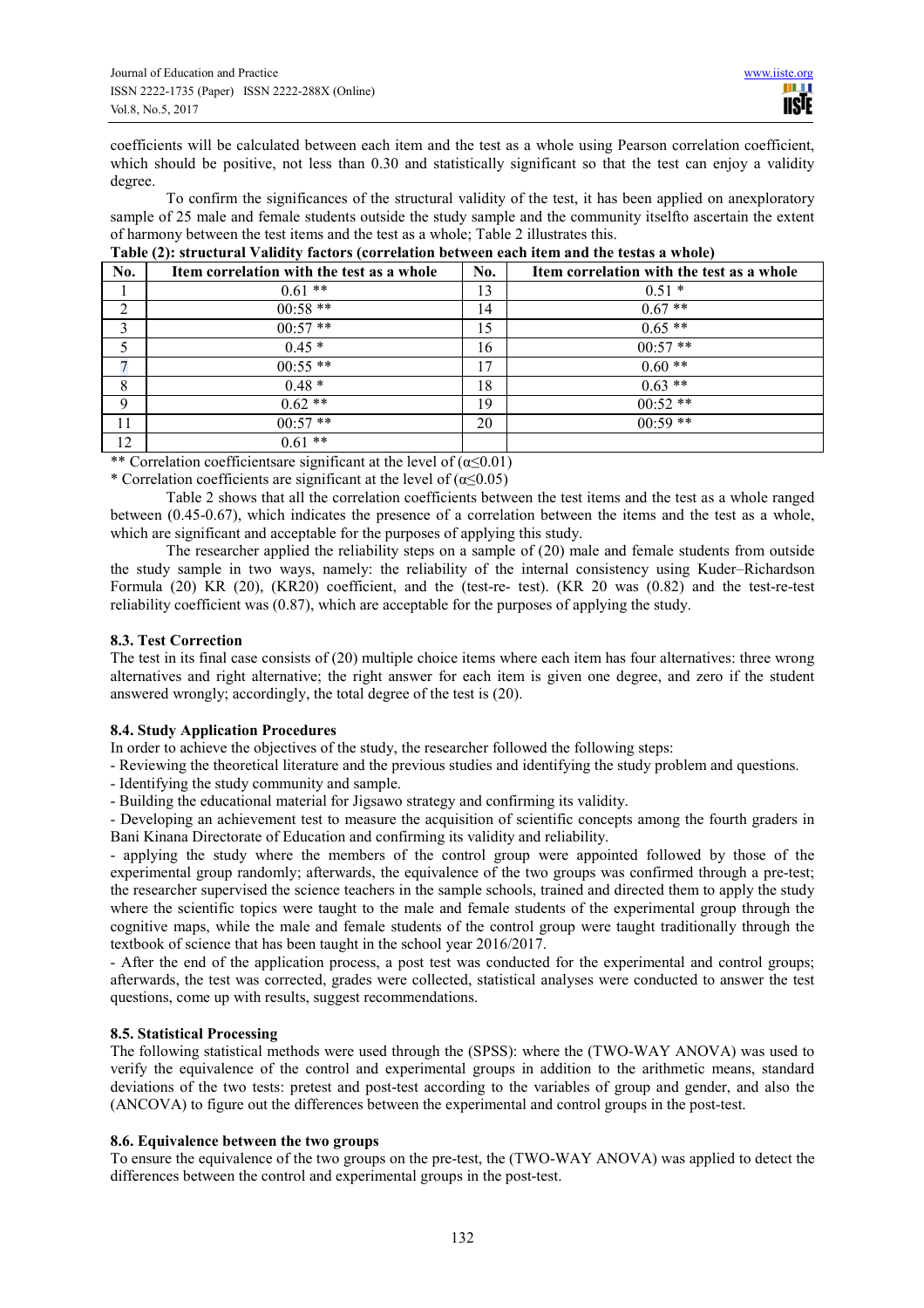coefficients will be calculated between each item and the test as a whole using Pearson correlation coefficient, which should be positive, not less than 0.30 and statistically significant so that the test can enjoy a validity degree.

To confirm the significances of the structural validity of the test, it has been applied on anexploratory sample of 25 male and female students outside the study sample and the community itselfto ascertain the extent of harmony between the test items and the test as a whole; Table 2 illustrates this.

**Table (2): structural Validity factors (correlation between each item and the testas a whole)**

| No. | Item correlation with the test as a whole | No. | Item correlation with the test as a whole |
|---|---|---|---|
| 1 | 0.61 ** | 13 | 0.51 * |
| 2 | 00:58 ** | 14 | 0.67 ** |
| 3 | 00:57 ** | 15 | 0.65 ** |
| 5 | 0.45 * | 16 | 00:57 ** |
| 7 | 00:55 ** | 17 | 0.60 ** |
| 8 | 0.48 * | 18 | 0.63 ** |
| 9 | 0.62 ** | 19 | 00:52 ** |
| 11 | 00:57 ** | 20 | 00:59 ** |
| 12 | 0.61 ** | | |

** Correlation coefficientsare significant at the level of ($\alpha \leq 0.01$)
* Correlation coefficients are significant at the level of ($\alpha \leq 0.05$)

Table 2 shows that all the correlation coefficients between the test items and the test as a whole ranged between (0.45-0.67), which indicates the presence of a correlation between the items and the test as a whole, which are significant and acceptable for the purposes of applying this study.

The researcher applied the reliability steps on a sample of (20) male and female students from outside the study sample in two ways, namely: the reliability of the internal consistency using Kuder–Richardson Formula (20) KR (20), (KR20) coefficient, and the (test-re- test). (KR 20 was (0.82) and the test-re-test reliability coefficient was (0.87), which are acceptable for the purposes of applying the study.

### 8.3. Test Correction

The test in its final case consists of (20) multiple choice items where each item has four alternatives: three wrong alternatives and right alternative; the right answer for each item is given one degree, and zero if the student answered wrongly; accordingly, the total degree of the test is (20).

### 8.4. Study Application Procedures

In order to achieve the objectives of the study, the researcher followed the following steps:

- Reviewing the theoretical literature and the previous studies and identifying the study problem and questions.
- Identifying the study community and sample.
- Building the educational material for Jigsawo strategy and confirming its validity.
- Developing an achievement test to measure the acquisition of scientific concepts among the fourth graders in Bani Kinana Directorate of Education and confirming its validity and reliability.
- applying the study where the members of the control group were appointed followed by those of the experimental group randomly; afterwards, the equivalence of the two groups was confirmed through a pre-test; the researcher supervised the science teachers in the sample schools, trained and directed them to apply the study where the scientific topics were taught to the male and female students of the experimental group through the cognitive maps, while the male and female students of the control group were taught traditionally through the textbook of science that has been taught in the school year 2016/2017.
- After the end of the application process, a post test was conducted for the experimental and control groups; afterwards, the test was corrected, grades were collected, statistical analyses were conducted to answer the test questions, come up with results, suggest recommendations.

### 8.5. Statistical Processing

The following statistical methods were used through the (SPSS): where the (TWO-WAY ANOVA) was used to verify the equivalence of the control and experimental groups in addition to the arithmetic means, standard deviations of the two tests: pretest and post-test according to the variables of group and gender, and also the (ANCOVA) to figure out the differences between the experimental and control groups in the post-test.

### 8.6. Equivalence between the two groups

To ensure the equivalence of the two groups on the pre-test, the (TWO-WAY ANOVA) was applied to detect the differences between the control and experimental groups in the post-test.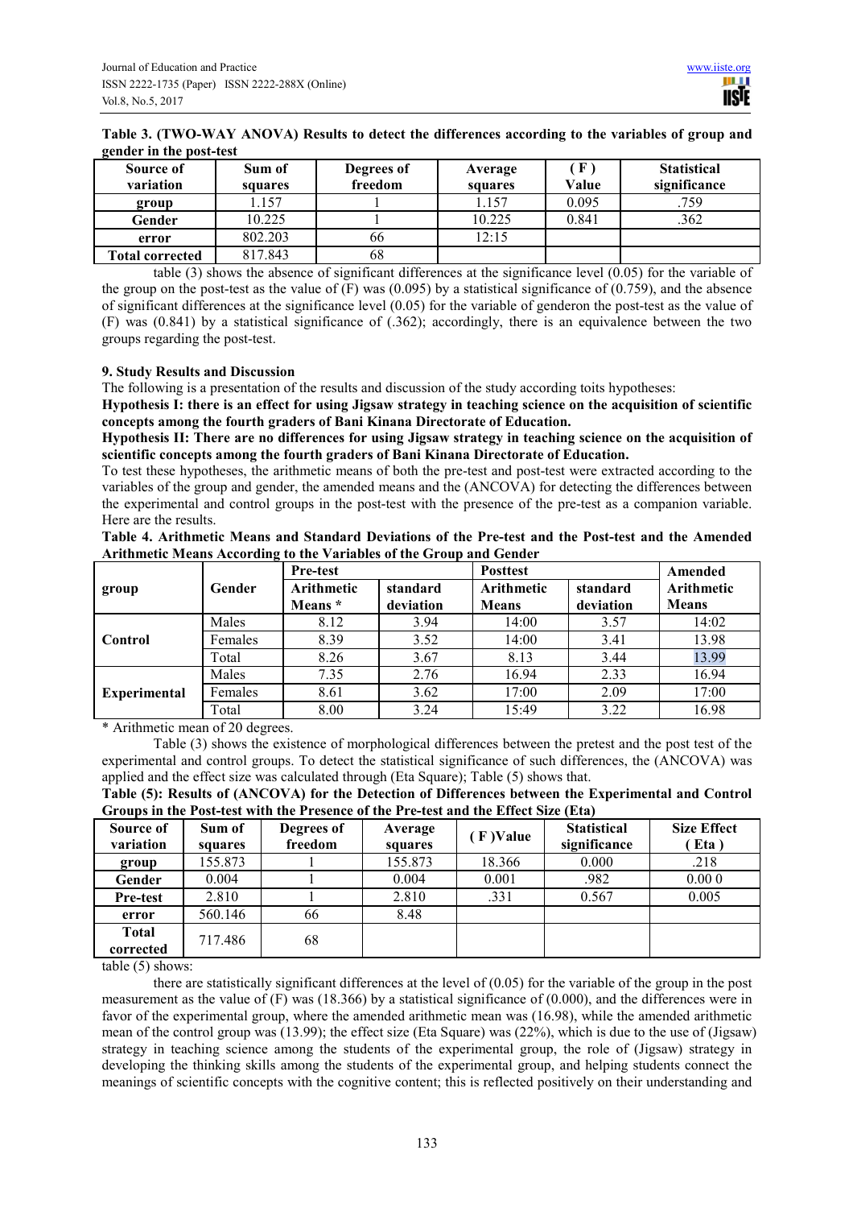**Table 3. (TWO-WAY ANOVA) Results to detect the differences according to the variables of group and gender in the post-test**

| Source of variation | Sum of squares | Degrees of freedom | Average squares | ( F ) Value | Statistical significance |
|---|---|---|---|---|---|
| group | 1.157 | 1 | 1.157 | 0.095 | .759 |
| Gender | 10.225 | 1 | 10.225 | 0.841 | .362 |
| error | 802.203 | 66 | 12:15 | | |
| Total corrected | 817.843 | 68 | | | |

table (3) shows the absence of significant differences at the significance level (0.05) for the variable of the group on the post-test as the value of (F) was (0.095) by a statistical significance of (0.759), and the absence of significant differences at the significance level (0.05) for the variable of genderon the post-test as the value of (F) was (0.841) by a statistical significance of (.362); accordingly, there is an equivalence between the two groups regarding the post-test.

## 9. Study Results and Discussion

The following is a presentation of the results and discussion of the study according toits hypotheses:

**Hypothesis I: there is an effect for using Jigsaw strategy in teaching science on the acquisition of scientific concepts among the fourth graders of Bani Kinana Directorate of Education.**

**Hypothesis II: There are no differences for using Jigsaw strategy in teaching science on the acquisition of scientific concepts among the fourth graders of Bani Kinana Directorate of Education.**

To test these hypotheses, the arithmetic means of both the pre-test and post-test were extracted according to the variables of the group and gender, the amended means and the (ANCOVA) for detecting the differences between the experimental and control groups in the post-test with the presence of the pre-test as a companion variable. Here are the results.

**Table 4. Arithmetic Means and Standard Deviations of the Pre-test and the Post-test and the Amended Arithmetic Means According to the Variables of the Group and Gender**

| group | Gender | Pre-test | | Posttest | | Amended |
|---|---|---|---|---|---|---|
| | | Arithmetic Means * | standard deviation | Arithmetic Means | standard deviation | Arithmetic Means |
| Control | Males | 8.12 | 3.94 | 14:00 | 3.57 | 14:02 |
| | Females | 8.39 | 3.52 | 14:00 | 3.41 | 13.98 |
| | Total | 8.26 | 3.67 | 8.13 | 3.44 | 13.99 |
| Experimental | Males | 7.35 | 2.76 | 16.94 | 2.33 | 16.94 |
| | Females | 8.61 | 3.62 | 17:00 | 2.09 | 17:00 |
| | Total | 8.00 | 3.24 | 15:49 | 3.22 | 16.98 |

\* Arithmetic mean of 20 degrees.

Table (3) shows the existence of morphological differences between the pretest and the post test of the experimental and control groups. To detect the statistical significance of such differences, the (ANCOVA) was applied and the effect size was calculated through (Eta Square); Table (5) shows that.

**Table (5): Results of (ANCOVA) for the Detection of Differences between the Experimental and Control Groups in the Post-test with the Presence of the Pre-test and the Effect Size (Eta)**

| Source of variation | Sum of squares | Degrees of freedom | Average squares | ( F )Value | Statistical significance | Size Effect ( Eta ) |
|---|---|---|---|---|---|---|
| group | 155.873 | 1 | 155.873 | 18.366 | 0.000 | .218 |
| Gender | 0.004 | 1 | 0.004 | 0.001 | .982 | 0.00 0 |
| Pre-test | 2.810 | 1 | 2.810 | .331 | 0.567 | 0.005 |
| error | 560.146 | 66 | 8.48 | | | |
| Total corrected | 717.486 | 68 | | | | |

table (5) shows:

there are statistically significant differences at the level of (0.05) for the variable of the group in the post measurement as the value of (F) was (18.366) by a statistical significance of (0.000), and the differences were in favor of the experimental group, where the amended arithmetic mean was (16.98), while the amended arithmetic mean of the control group was (13.99); the effect size (Eta Square) was (22%), which is due to the use of (Jigsaw) strategy in teaching science among the students of the experimental group, the role of (Jigsaw) strategy in developing the thinking skills among the students of the experimental group, and helping students connect the meanings of scientific concepts with the cognitive content; this is reflected positively on their understanding and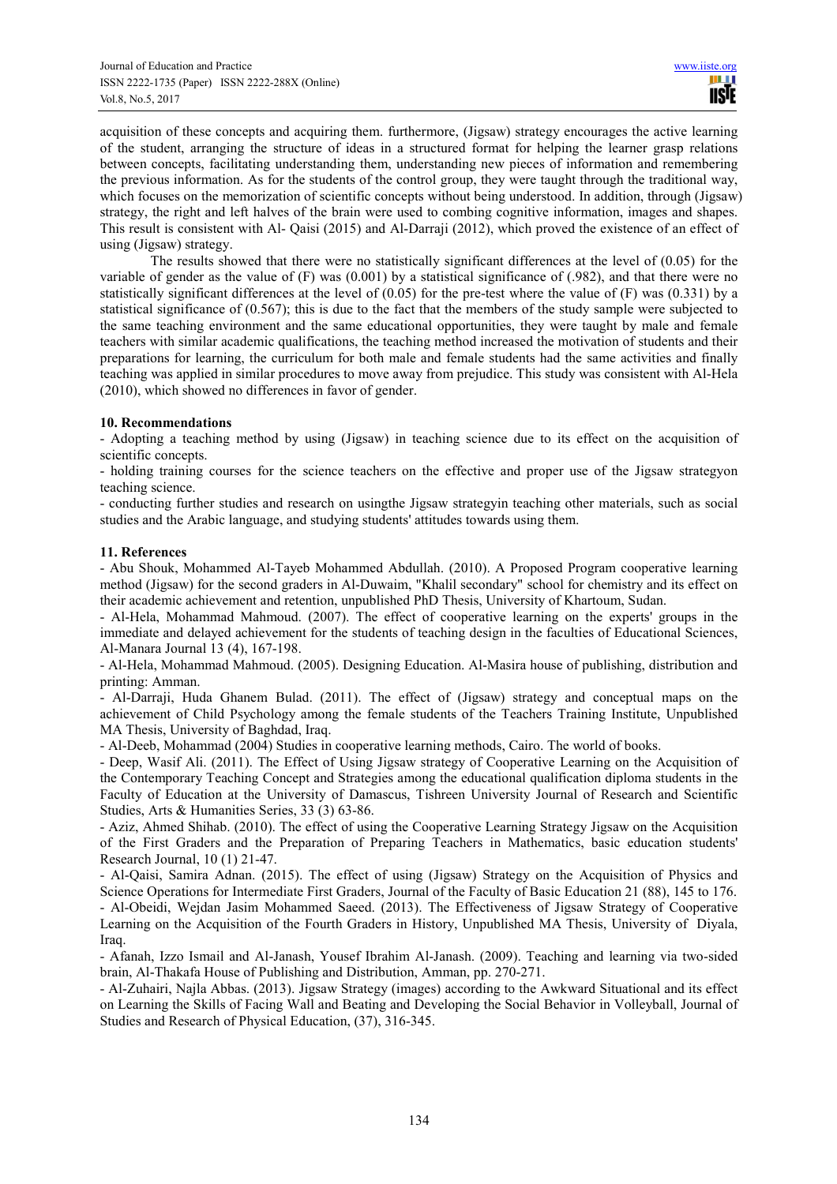acquisition of these concepts and acquiring them. furthermore, (Jigsaw) strategy encourages the active learning of the student, arranging the structure of ideas in a structured format for helping the learner grasp relations between concepts, facilitating understanding them, understanding new pieces of information and remembering the previous information. As for the students of the control group, they were taught through the traditional way, which focuses on the memorization of scientific concepts without being understood. In addition, through (Jigsaw) strategy, the right and left halves of the brain were used to combing cognitive information, images and shapes. This result is consistent with Al- Qaisi (2015) and Al-Darraji (2012), which proved the existence of an effect of using (Jigsaw) strategy.

The results showed that there were no statistically significant differences at the level of (0.05) for the variable of gender as the value of (F) was (0.001) by a statistical significance of (.982), and that there were no statistically significant differences at the level of (0.05) for the pre-test where the value of (F) was (0.331) by a statistical significance of (0.567); this is due to the fact that the members of the study sample were subjected to the same teaching environment and the same educational opportunities, they were taught by male and female teachers with similar academic qualifications, the teaching method increased the motivation of students and their preparations for learning, the curriculum for both male and female students had the same activities and finally teaching was applied in similar procedures to move away from prejudice. This study was consistent with Al-Hela (2010), which showed no differences in favor of gender.

**10. Recommendations**

- Adopting a teaching method by using (Jigsaw) in teaching science due to its effect on the acquisition of scientific concepts.
- holding training courses for the science teachers on the effective and proper use of the Jigsaw strategyon teaching science.
- conducting further studies and research on usingthe Jigsaw strategyin teaching other materials, such as social studies and the Arabic language, and studying students' attitudes towards using them.

**11. References**

- Abu Shouk, Mohammed Al-Tayeb Mohammed Abdullah. (2010). A Proposed Program cooperative learning method (Jigsaw) for the second graders in Al-Duwaim, "Khalil secondary" school for chemistry and its effect on their academic achievement and retention, unpublished PhD Thesis, University of Khartoum, Sudan.
- Al-Hela, Mohammad Mahmoud. (2007). The effect of cooperative learning on the experts' groups in the immediate and delayed achievement for the students of teaching design in the faculties of Educational Sciences, Al-Manara Journal 13 (4), 167-198.
- Al-Hela, Mohammad Mahmoud. (2005). Designing Education. Al-Masira house of publishing, distribution and printing: Amman.
- Al-Darraji, Huda Ghanem Bulad. (2011). The effect of (Jigsaw) strategy and conceptual maps on the achievement of Child Psychology among the female students of the Teachers Training Institute, Unpublished MA Thesis, University of Baghdad, Iraq.
- Al-Deeb, Mohammad (2004) Studies in cooperative learning methods, Cairo. The world of books.
- Deep, Wasif Ali. (2011). The Effect of Using Jigsaw strategy of Cooperative Learning on the Acquisition of the Contemporary Teaching Concept and Strategies among the educational qualification diploma students in the Faculty of Education at the University of Damascus, Tishreen University Journal of Research and Scientific Studies, Arts & Humanities Series, 33 (3) 63-86.
- Aziz, Ahmed Shihab. (2010). The effect of using the Cooperative Learning Strategy Jigsaw on the Acquisition of the First Graders and the Preparation of Preparing Teachers in Mathematics, basic education students' Research Journal, 10 (1) 21-47.
- Al-Qaisi, Samira Adnan. (2015). The effect of using (Jigsaw) Strategy on the Acquisition of Physics and Science Operations for Intermediate First Graders, Journal of the Faculty of Basic Education 21 (88), 145 to 176.
- Al-Obeidi, Wejdan Jasim Mohammed Saeed. (2013). The Effectiveness of Jigsaw Strategy of Cooperative Learning on the Acquisition of the Fourth Graders in History, Unpublished MA Thesis, University of Diyala, Iraq.
- Afanah, Izzo Ismail and Al-Janash, Yousef Ibrahim Al-Janash. (2009). Teaching and learning via two-sided brain, Al-Thakafa House of Publishing and Distribution, Amman, pp. 270-271.
- Al-Zuhairi, Najla Abbas. (2013). Jigsaw Strategy (images) according to the Awkward Situational and its effect on Learning the Skills of Facing Wall and Beating and Developing the Social Behavior in Volleyball, Journal of Studies and Research of Physical Education, (37), 316-345.